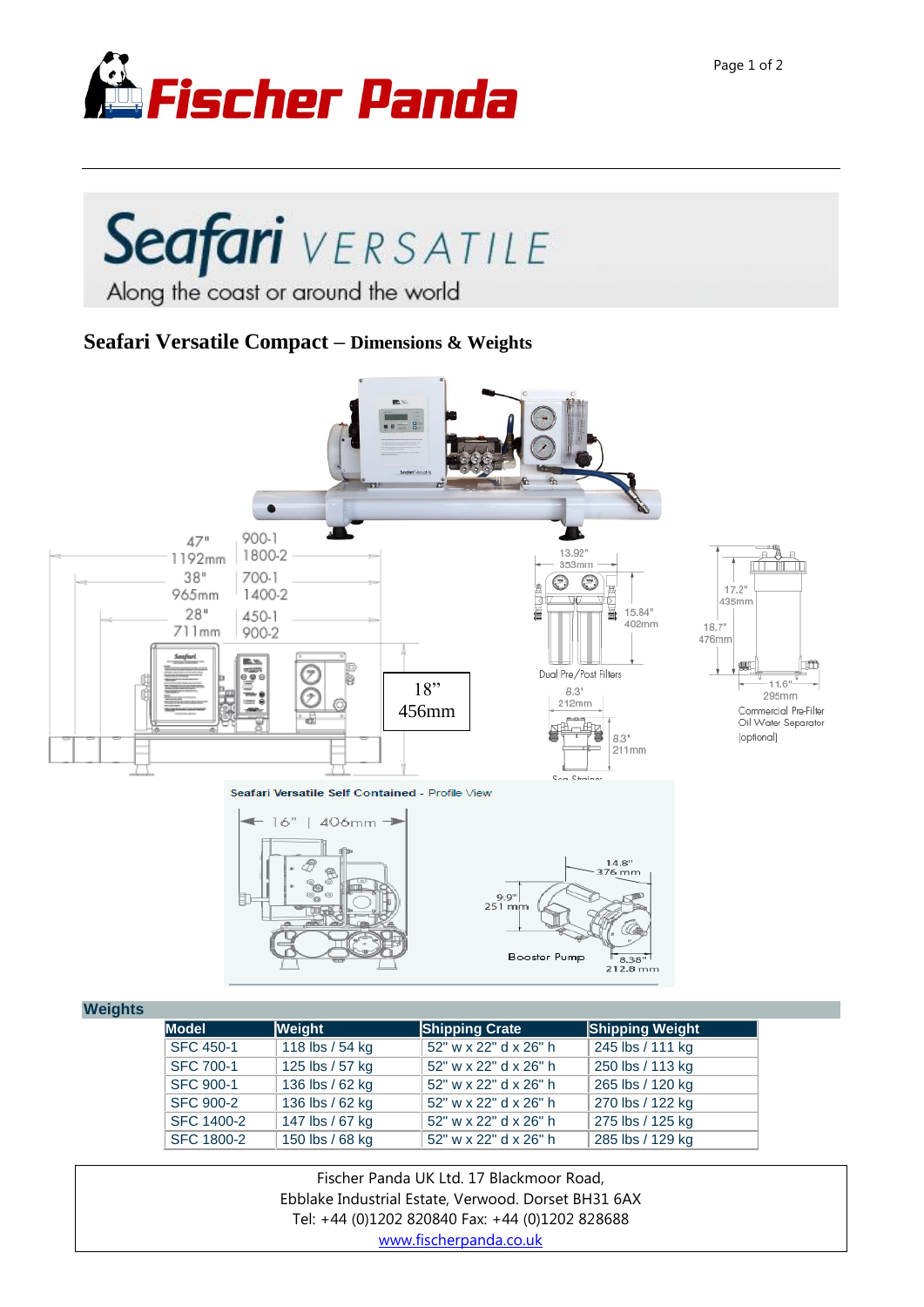# Seafari VERSATILE

Along the coast or around the world

## Seafari Versatile Compact – Dimensions & Weights

47" 1192mm — 900-1, 1800-2

38" 965mm — 700-1, 1400-2

28" 711mm — 450-1, 900-2

18" 456mm

13.92" 353mm

15.84" 402mm

Dual Pre/Post Filters

8.3" 212mm

8.3" 211mm

Sea Strainer

17.2" 435mm

18.7" 476mm

11.6" 295mm

Commercial Pre-Filter Oil Water Separator (optional)

Seafari Versatile Self Contained - Profile View

16" | 406mm

14.8" 376 mm

9.9" 251 mm

Booster Pump

8.38" 212.8 mm

### Weights

| Model | Weight | Shipping Crate | Shipping Weight |
|---|---|---|---|
| SFC 450-1 | 118 lbs / 54 kg | 52" w x 22" d x 26" h | 245 lbs / 111 kg |
| SFC 700-1 | 125 lbs / 57 kg | 52" w x 22" d x 26" h | 250 lbs / 113 kg |
| SFC 900-1 | 136 lbs / 62 kg | 52" w x 22" d x 26" h | 265 lbs / 120 kg |
| SFC 900-2 | 136 lbs / 62 kg | 52" w x 22" d x 26" h | 270 lbs / 122 kg |
| SFC 1400-2 | 147 lbs / 67 kg | 52" w x 22" d x 26" h | 275 lbs / 125 kg |
| SFC 1800-2 | 150 lbs / 68 kg | 52" w x 22" d x 26" h | 285 lbs / 129 kg |

Fischer Panda UK Ltd. 17 Blackmoor Road,
Ebblake Industrial Estate, Verwood. Dorset BH31 6AX
Tel: +44 (0)1202 820840 Fax: +44 (0)1202 828688
www.fischerpanda.co.uk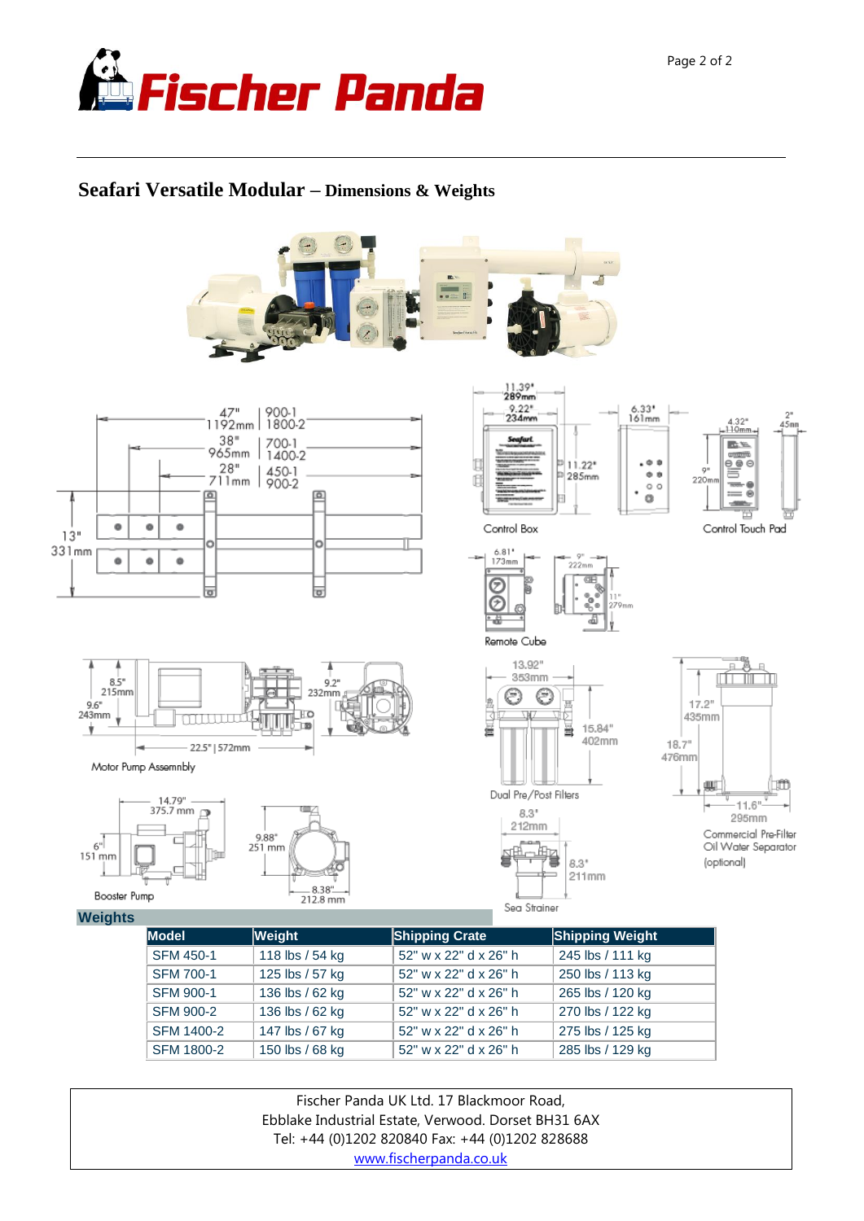## Seafari Versatile Modular – Dimensions & Weights

47" 1192mm | 900-1 1800-2
38" 965mm | 700-1 1400-2
28" 711mm | 450-1 900-2
13" 331mm

11.39" 289mm
9.22" 234mm
11.22" 285mm
6.33" 161mm
Control Box

4.32" 110mm
2" 45mm
9" 220mm
Control Touch Pad

6.81" 173mm
9" 222mm
11" 279mm
Remote Cube

8.5" 215mm
9.6" 243mm
9.2" 232mm
22.5" | 572mm
Motor Pump Assembly

13.92" 353mm
15.84" 402mm
Dual Pre/Post Filters

17.2" 435mm
18.7" 476mm
11.6" 295mm
Commercial Pre-Filter Oil Water Separator (optional)

14.79" 375.7 mm
6" 151 mm
9.88" 251 mm
8.38" 212.8 mm
Booster Pump

8.3" 212mm
8.3" 211mm
Sea Strainer

### Weights

| Model | Weight | Shipping Crate | Shipping Weight |
|---|---|---|---|
| SFM 450-1 | 118 lbs / 54 kg | 52" w x 22" d x 26" h | 245 lbs / 111 kg |
| SFM 700-1 | 125 lbs / 57 kg | 52" w x 22" d x 26" h | 250 lbs / 113 kg |
| SFM 900-1 | 136 lbs / 62 kg | 52" w x 22" d x 26" h | 265 lbs / 120 kg |
| SFM 900-2 | 136 lbs / 62 kg | 52" w x 22" d x 26" h | 270 lbs / 122 kg |
| SFM 1400-2 | 147 lbs / 67 kg | 52" w x 22" d x 26" h | 275 lbs / 125 kg |
| SFM 1800-2 | 150 lbs / 68 kg | 52" w x 22" d x 26" h | 285 lbs / 129 kg |

Fischer Panda UK Ltd. 17 Blackmoor Road,
Ebblake Industrial Estate, Verwood. Dorset BH31 6AX
Tel: +44 (0)1202 820840 Fax: +44 (0)1202 828688
www.fischerpanda.co.uk